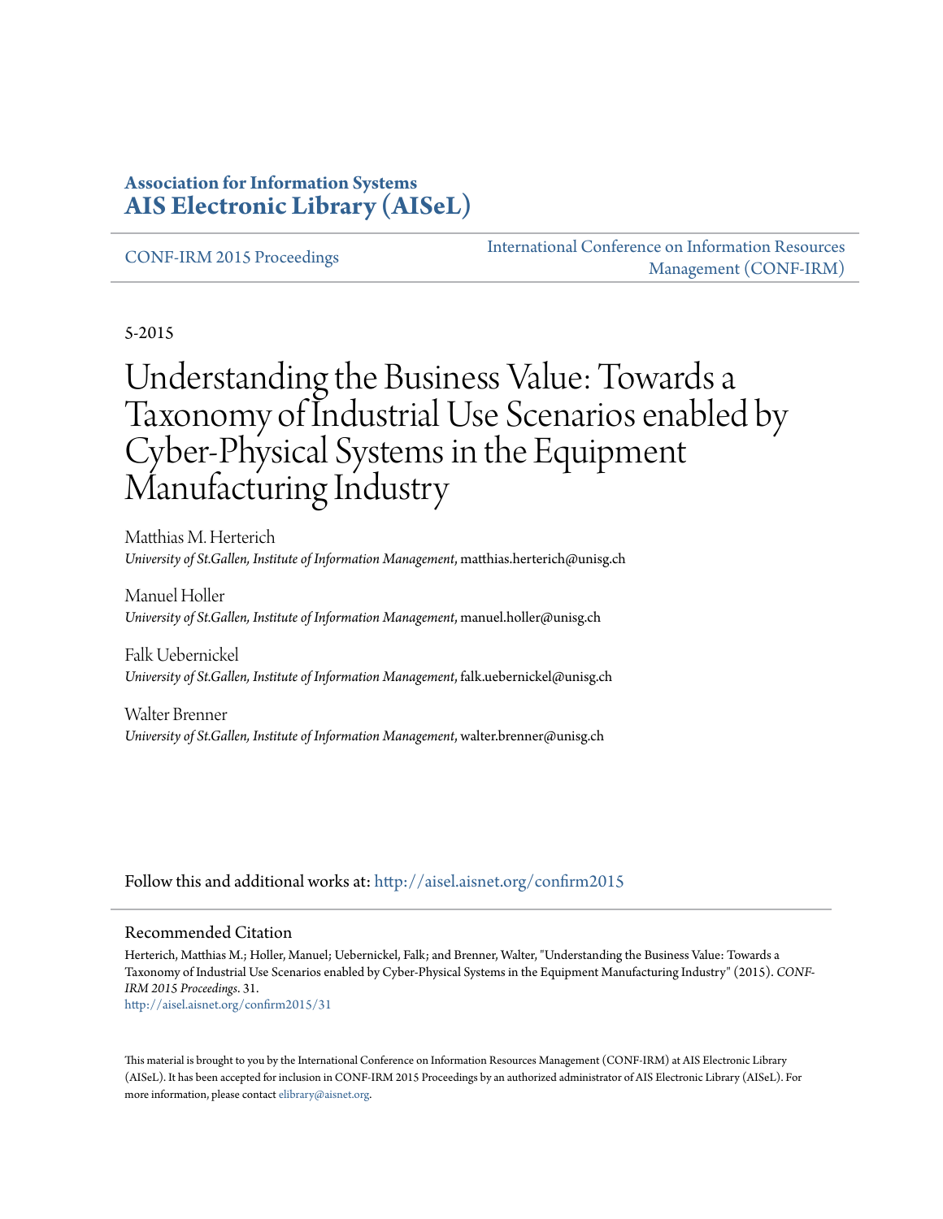# Association for Information Systems
# AIS Electronic Library (AISeL)

CONF-IRM 2015 Proceedings

International Conference on Information Resources Management (CONF-IRM)

5-2015

# Understanding the Business Value: Towards a Taxonomy of Industrial Use Scenarios enabled by Cyber-Physical Systems in the Equipment Manufacturing Industry

Matthias M. Herterich
*University of St.Gallen, Institute of Information Management*, matthias.herterich@unisg.ch

Manuel Holler
*University of St.Gallen, Institute of Information Management*, manuel.holler@unisg.ch

Falk Uebernickel
*University of St.Gallen, Institute of Information Management*, falk.uebernickel@unisg.ch

Walter Brenner
*University of St.Gallen, Institute of Information Management*, walter.brenner@unisg.ch

Follow this and additional works at: http://aisel.aisnet.org/confirm2015

## Recommended Citation

Herterich, Matthias M.; Holler, Manuel; Uebernickel, Falk; and Brenner, Walter, "Understanding the Business Value: Towards a Taxonomy of Industrial Use Scenarios enabled by Cyber-Physical Systems in the Equipment Manufacturing Industry" (2015). *CONF-IRM 2015 Proceedings*. 31.
http://aisel.aisnet.org/confirm2015/31

This material is brought to you by the International Conference on Information Resources Management (CONF-IRM) at AIS Electronic Library (AISeL). It has been accepted for inclusion in CONF-IRM 2015 Proceedings by an authorized administrator of AIS Electronic Library (AISeL). For more information, please contact elibrary@aisnet.org.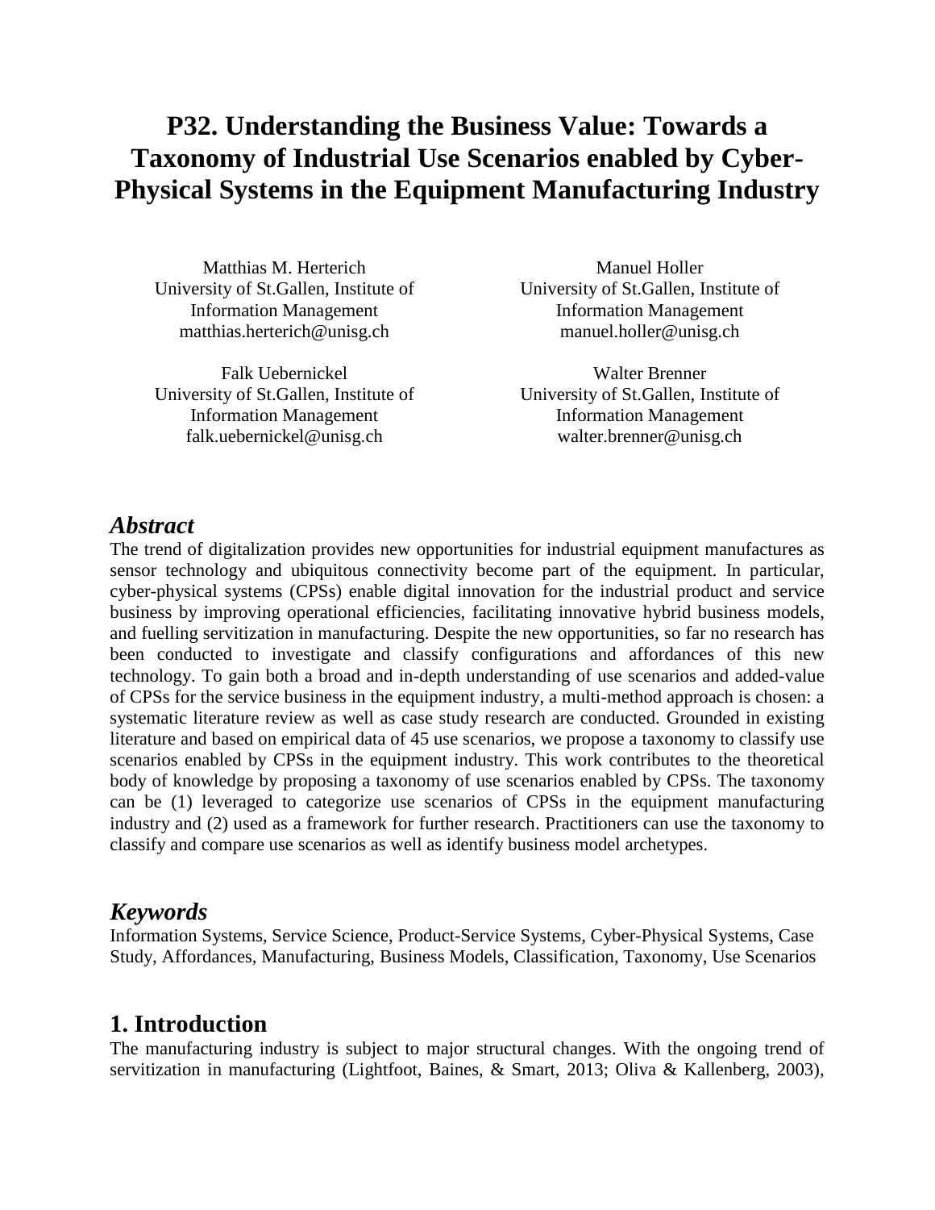# P32. Understanding the Business Value: Towards a Taxonomy of Industrial Use Scenarios enabled by Cyber-Physical Systems in the Equipment Manufacturing Industry

Matthias M. Herterich
University of St.Gallen, Institute of Information Management
matthias.herterich@unisg.ch

Manuel Holler
University of St.Gallen, Institute of Information Management
manuel.holler@unisg.ch

Falk Uebernickel
University of St.Gallen, Institute of Information Management
falk.uebernickel@unisg.ch

Walter Brenner
University of St.Gallen, Institute of Information Management
walter.brenner@unisg.ch

## *Abstract*

The trend of digitalization provides new opportunities for industrial equipment manufactures as sensor technology and ubiquitous connectivity become part of the equipment. In particular, cyber-physical systems (CPSs) enable digital innovation for the industrial product and service business by improving operational efficiencies, facilitating innovative hybrid business models, and fuelling servitization in manufacturing. Despite the new opportunities, so far no research has been conducted to investigate and classify configurations and affordances of this new technology. To gain both a broad and in-depth understanding of use scenarios and added-value of CPSs for the service business in the equipment industry, a multi-method approach is chosen: a systematic literature review as well as case study research are conducted. Grounded in existing literature and based on empirical data of 45 use scenarios, we propose a taxonomy to classify use scenarios enabled by CPSs in the equipment industry. This work contributes to the theoretical body of knowledge by proposing a taxonomy of use scenarios enabled by CPSs. The taxonomy can be (1) leveraged to categorize use scenarios of CPSs in the equipment manufacturing industry and (2) used as a framework for further research. Practitioners can use the taxonomy to classify and compare use scenarios as well as identify business model archetypes.

## *Keywords*

Information Systems, Service Science, Product-Service Systems, Cyber-Physical Systems, Case Study, Affordances, Manufacturing, Business Models, Classification, Taxonomy, Use Scenarios

## 1. Introduction

The manufacturing industry is subject to major structural changes. With the ongoing trend of servitization in manufacturing (Lightfoot, Baines, & Smart, 2013; Oliva & Kallenberg, 2003),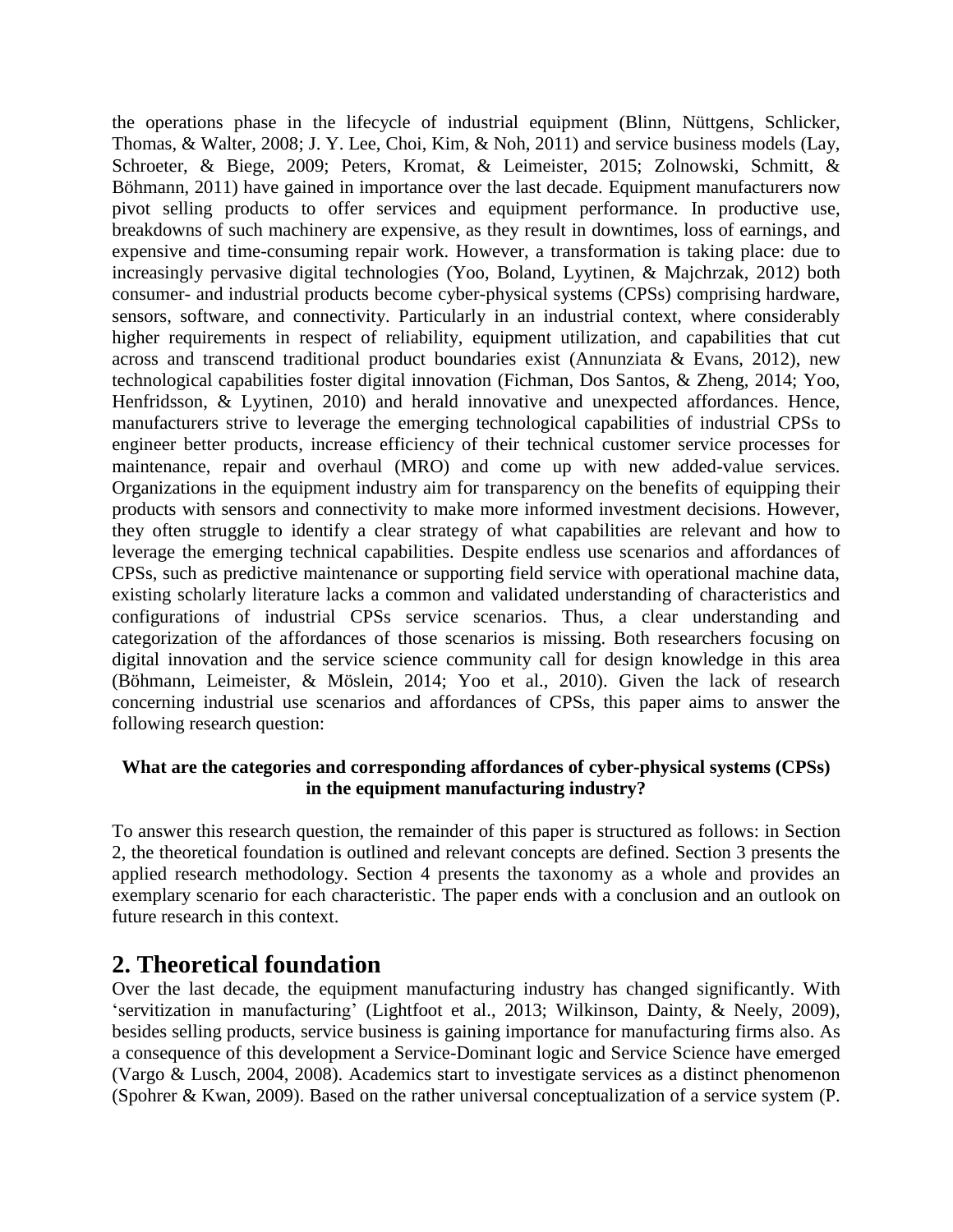the operations phase in the lifecycle of industrial equipment (Blinn, Nüttgens, Schlicker, Thomas, & Walter, 2008; J. Y. Lee, Choi, Kim, & Noh, 2011) and service business models (Lay, Schroeter, & Biege, 2009; Peters, Kromat, & Leimeister, 2015; Zolnowski, Schmitt, & Böhmann, 2011) have gained in importance over the last decade. Equipment manufacturers now pivot selling products to offer services and equipment performance. In productive use, breakdowns of such machinery are expensive, as they result in downtimes, loss of earnings, and expensive and time-consuming repair work. However, a transformation is taking place: due to increasingly pervasive digital technologies (Yoo, Boland, Lyytinen, & Majchrzak, 2012) both consumer- and industrial products become cyber-physical systems (CPSs) comprising hardware, sensors, software, and connectivity. Particularly in an industrial context, where considerably higher requirements in respect of reliability, equipment utilization, and capabilities that cut across and transcend traditional product boundaries exist (Annunziata & Evans, 2012), new technological capabilities foster digital innovation (Fichman, Dos Santos, & Zheng, 2014; Yoo, Henfridsson, & Lyytinen, 2010) and herald innovative and unexpected affordances. Hence, manufacturers strive to leverage the emerging technological capabilities of industrial CPSs to engineer better products, increase efficiency of their technical customer service processes for maintenance, repair and overhaul (MRO) and come up with new added-value services. Organizations in the equipment industry aim for transparency on the benefits of equipping their products with sensors and connectivity to make more informed investment decisions. However, they often struggle to identify a clear strategy of what capabilities are relevant and how to leverage the emerging technical capabilities. Despite endless use scenarios and affordances of CPSs, such as predictive maintenance or supporting field service with operational machine data, existing scholarly literature lacks a common and validated understanding of characteristics and configurations of industrial CPSs service scenarios. Thus, a clear understanding and categorization of the affordances of those scenarios is missing. Both researchers focusing on digital innovation and the service science community call for design knowledge in this area (Böhmann, Leimeister, & Möslein, 2014; Yoo et al., 2010). Given the lack of research concerning industrial use scenarios and affordances of CPSs, this paper aims to answer the following research question:

**What are the categories and corresponding affordances of cyber-physical systems (CPSs) in the equipment manufacturing industry?**

To answer this research question, the remainder of this paper is structured as follows: in Section 2, the theoretical foundation is outlined and relevant concepts are defined. Section 3 presents the applied research methodology. Section 4 presents the taxonomy as a whole and provides an exemplary scenario for each characteristic. The paper ends with a conclusion and an outlook on future research in this context.

## 2. Theoretical foundation

Over the last decade, the equipment manufacturing industry has changed significantly. With 'servitization in manufacturing' (Lightfoot et al., 2013; Wilkinson, Dainty, & Neely, 2009), besides selling products, service business is gaining importance for manufacturing firms also. As a consequence of this development a Service-Dominant logic and Service Science have emerged (Vargo & Lusch, 2004, 2008). Academics start to investigate services as a distinct phenomenon (Spohrer & Kwan, 2009). Based on the rather universal conceptualization of a service system (P.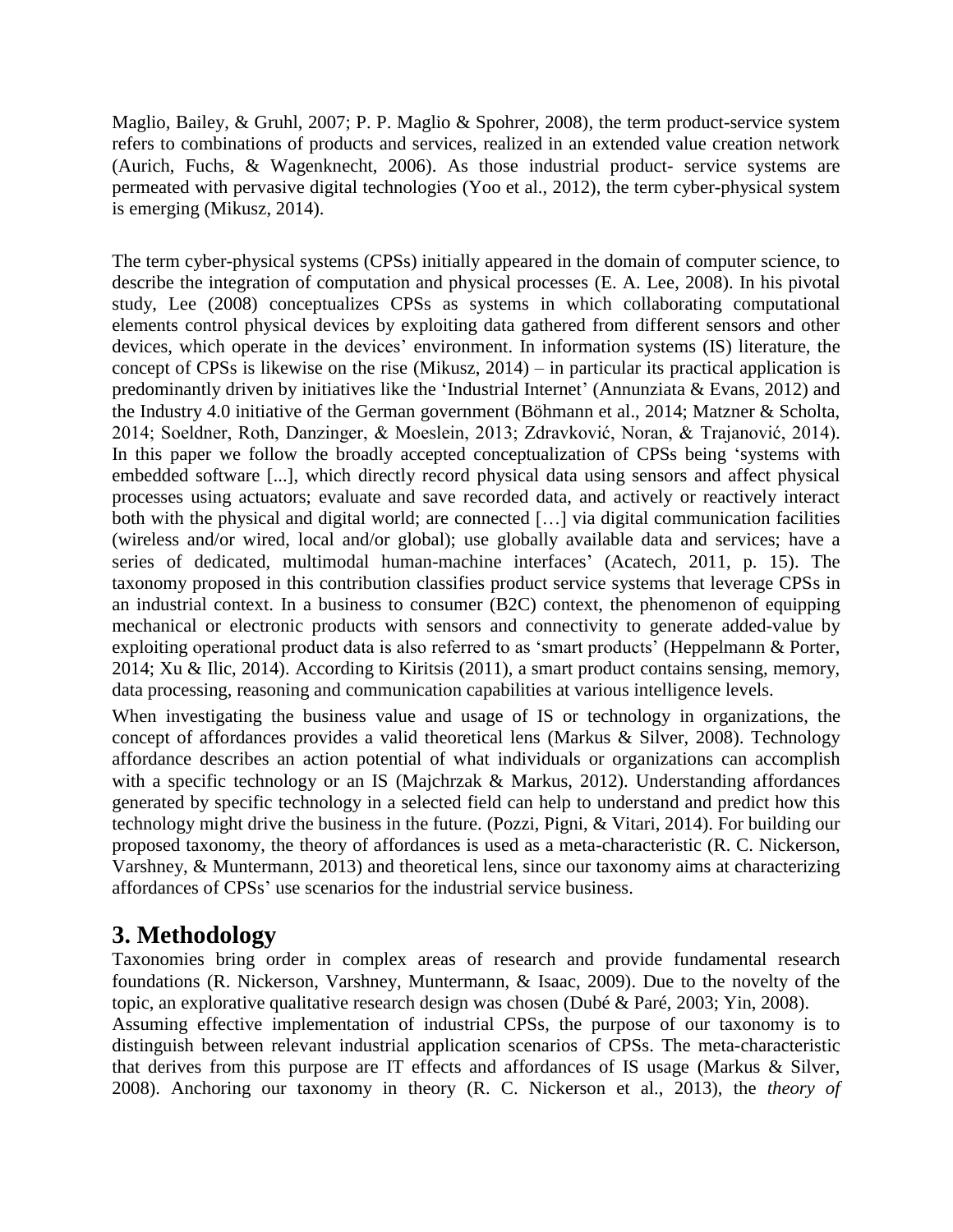Maglio, Bailey, & Gruhl, 2007; P. P. Maglio & Spohrer, 2008), the term product-service system refers to combinations of products and services, realized in an extended value creation network (Aurich, Fuchs, & Wagenknecht, 2006). As those industrial product- service systems are permeated with pervasive digital technologies (Yoo et al., 2012), the term cyber-physical system is emerging (Mikusz, 2014).

The term cyber-physical systems (CPSs) initially appeared in the domain of computer science, to describe the integration of computation and physical processes (E. A. Lee, 2008). In his pivotal study, Lee (2008) conceptualizes CPSs as systems in which collaborating computational elements control physical devices by exploiting data gathered from different sensors and other devices, which operate in the devices' environment. In information systems (IS) literature, the concept of CPSs is likewise on the rise (Mikusz, 2014) – in particular its practical application is predominantly driven by initiatives like the 'Industrial Internet' (Annunziata & Evans, 2012) and the Industry 4.0 initiative of the German government (Böhmann et al., 2014; Matzner & Scholta, 2014; Soeldner, Roth, Danzinger, & Moeslein, 2013; Zdravković, Noran, & Trajanović, 2014). In this paper we follow the broadly accepted conceptualization of CPSs being 'systems with embedded software [...], which directly record physical data using sensors and affect physical processes using actuators; evaluate and save recorded data, and actively or reactively interact both with the physical and digital world; are connected […] via digital communication facilities (wireless and/or wired, local and/or global); use globally available data and services; have a series of dedicated, multimodal human-machine interfaces' (Acatech, 2011, p. 15). The taxonomy proposed in this contribution classifies product service systems that leverage CPSs in an industrial context. In a business to consumer (B2C) context, the phenomenon of equipping mechanical or electronic products with sensors and connectivity to generate added-value by exploiting operational product data is also referred to as 'smart products' (Heppelmann & Porter, 2014; Xu & Ilic, 2014). According to Kiritsis (2011), a smart product contains sensing, memory, data processing, reasoning and communication capabilities at various intelligence levels.

When investigating the business value and usage of IS or technology in organizations, the concept of affordances provides a valid theoretical lens (Markus & Silver, 2008). Technology affordance describes an action potential of what individuals or organizations can accomplish with a specific technology or an IS (Majchrzak & Markus, 2012). Understanding affordances generated by specific technology in a selected field can help to understand and predict how this technology might drive the business in the future. (Pozzi, Pigni, & Vitari, 2014). For building our proposed taxonomy, the theory of affordances is used as a meta-characteristic (R. C. Nickerson, Varshney, & Muntermann, 2013) and theoretical lens, since our taxonomy aims at characterizing affordances of CPSs' use scenarios for the industrial service business.

# 3. Methodology

Taxonomies bring order in complex areas of research and provide fundamental research foundations (R. Nickerson, Varshney, Muntermann, & Isaac, 2009). Due to the novelty of the topic, an explorative qualitative research design was chosen (Dubé & Paré, 2003; Yin, 2008).

Assuming effective implementation of industrial CPSs, the purpose of our taxonomy is to distinguish between relevant industrial application scenarios of CPSs. The meta-characteristic that derives from this purpose are IT effects and affordances of IS usage (Markus & Silver, 2008). Anchoring our taxonomy in theory (R. C. Nickerson et al., 2013), the *theory of*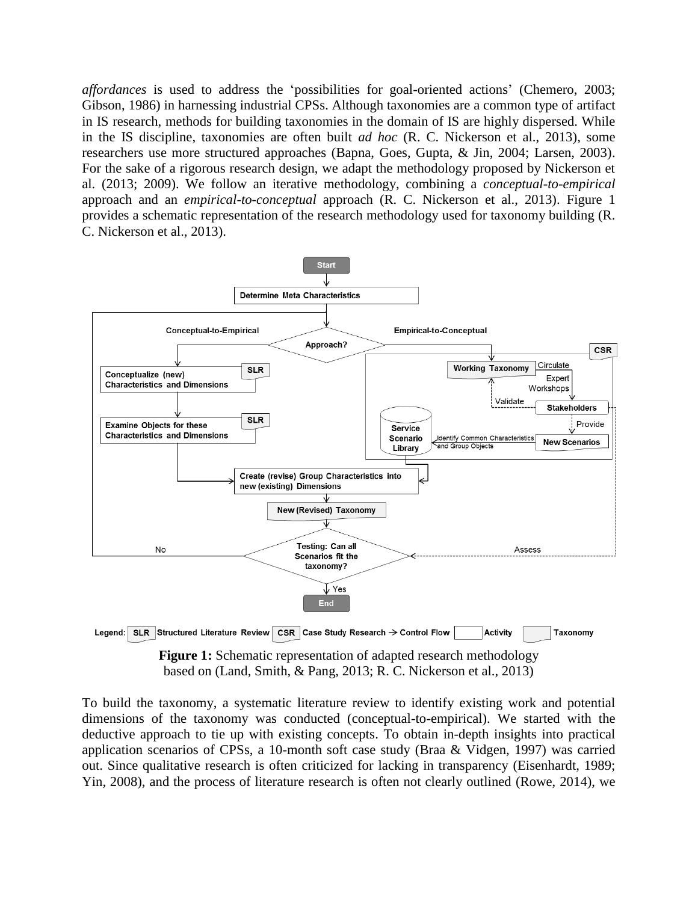*affordances* is used to address the 'possibilities for goal-oriented actions' (Chemero, 2003; Gibson, 1986) in harnessing industrial CPSs. Although taxonomies are a common type of artifact in IS research, methods for building taxonomies in the domain of IS are highly dispersed. While in the IS discipline, taxonomies are often built *ad hoc* (R. C. Nickerson et al., 2013), some researchers use more structured approaches (Bapna, Goes, Gupta, & Jin, 2004; Larsen, 2003). For the sake of a rigorous research design, we adapt the methodology proposed by Nickerson et al. (2013; 2009). We follow an iterative methodology, combining a *conceptual-to-empirical* approach and an *empirical-to-conceptual* approach (R. C. Nickerson et al., 2013). Figure 1 provides a schematic representation of the research methodology used for taxonomy building (R. C. Nickerson et al., 2013).

**Figure 1:** Schematic representation of adapted research methodology based on (Land, Smith, & Pang, 2013; R. C. Nickerson et al., 2013)

To build the taxonomy, a systematic literature review to identify existing work and potential dimensions of the taxonomy was conducted (conceptual-to-empirical). We started with the deductive approach to tie up with existing concepts. To obtain in-depth insights into practical application scenarios of CPSs, a 10-month soft case study (Braa & Vidgen, 1997) was carried out. Since qualitative research is often criticized for lacking in transparency (Eisenhardt, 1989; Yin, 2008), and the process of literature research is often not clearly outlined (Rowe, 2014), we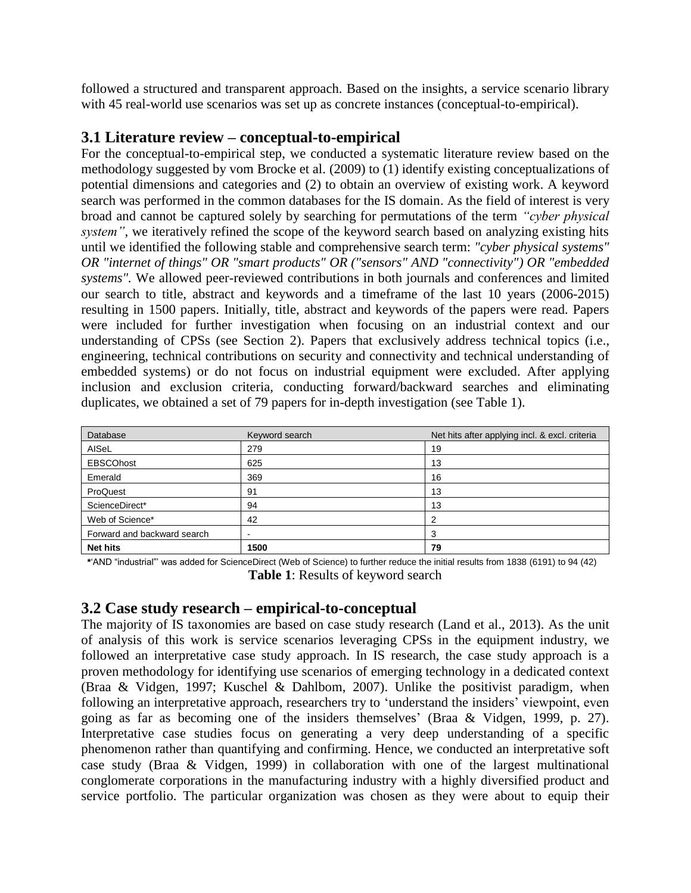followed a structured and transparent approach. Based on the insights, a service scenario library with 45 real-world use scenarios was set up as concrete instances (conceptual-to-empirical).

## 3.1 Literature review – conceptual-to-empirical

For the conceptual-to-empirical step, we conducted a systematic literature review based on the methodology suggested by vom Brocke et al. (2009) to (1) identify existing conceptualizations of potential dimensions and categories and (2) to obtain an overview of existing work. A keyword search was performed in the common databases for the IS domain. As the field of interest is very broad and cannot be captured solely by searching for permutations of the term *"cyber physical system"*, we iteratively refined the scope of the keyword search based on analyzing existing hits until we identified the following stable and comprehensive search term: *"cyber physical systems" OR "internet of things" OR "smart products" OR ("sensors" AND "connectivity") OR "embedded systems"*. We allowed peer-reviewed contributions in both journals and conferences and limited our search to title, abstract and keywords and a timeframe of the last 10 years (2006-2015) resulting in 1500 papers. Initially, title, abstract and keywords of the papers were read. Papers were included for further investigation when focusing on an industrial context and our understanding of CPSs (see Section 2). Papers that exclusively address technical topics (i.e., engineering, technical contributions on security and connectivity and technical understanding of embedded systems) or do not focus on industrial equipment were excluded. After applying inclusion and exclusion criteria, conducting forward/backward searches and eliminating duplicates, we obtained a set of 79 papers for in-depth investigation (see Table 1).

| Database | Keyword search | Net hits after applying incl. & excl. criteria |
|---|---|---|
| AISeL | 279 | 19 |
| EBSCOhost | 625 | 13 |
| Emerald | 369 | 16 |
| ProQuest | 91 | 13 |
| ScienceDirect* | 94 | 13 |
| Web of Science* | 42 | 2 |
| Forward and backward search | - | 3 |
| **Net hits** | **1500** | **79** |

*'AND "industrial"' was added for ScienceDirect (Web of Science) to further reduce the initial results from 1838 (6191) to 94 (42)

**Table 1**: Results of keyword search

## 3.2 Case study research – empirical-to-conceptual

The majority of IS taxonomies are based on case study research (Land et al., 2013). As the unit of analysis of this work is service scenarios leveraging CPSs in the equipment industry, we followed an interpretative case study approach. In IS research, the case study approach is a proven methodology for identifying use scenarios of emerging technology in a dedicated context (Braa & Vidgen, 1997; Kuschel & Dahlbom, 2007). Unlike the positivist paradigm, when following an interpretative approach, researchers try to 'understand the insiders' viewpoint, even going as far as becoming one of the insiders themselves' (Braa & Vidgen, 1999, p. 27). Interpretative case studies focus on generating a very deep understanding of a specific phenomenon rather than quantifying and confirming. Hence, we conducted an interpretative soft case study (Braa & Vidgen, 1999) in collaboration with one of the largest multinational conglomerate corporations in the manufacturing industry with a highly diversified product and service portfolio. The particular organization was chosen as they were about to equip their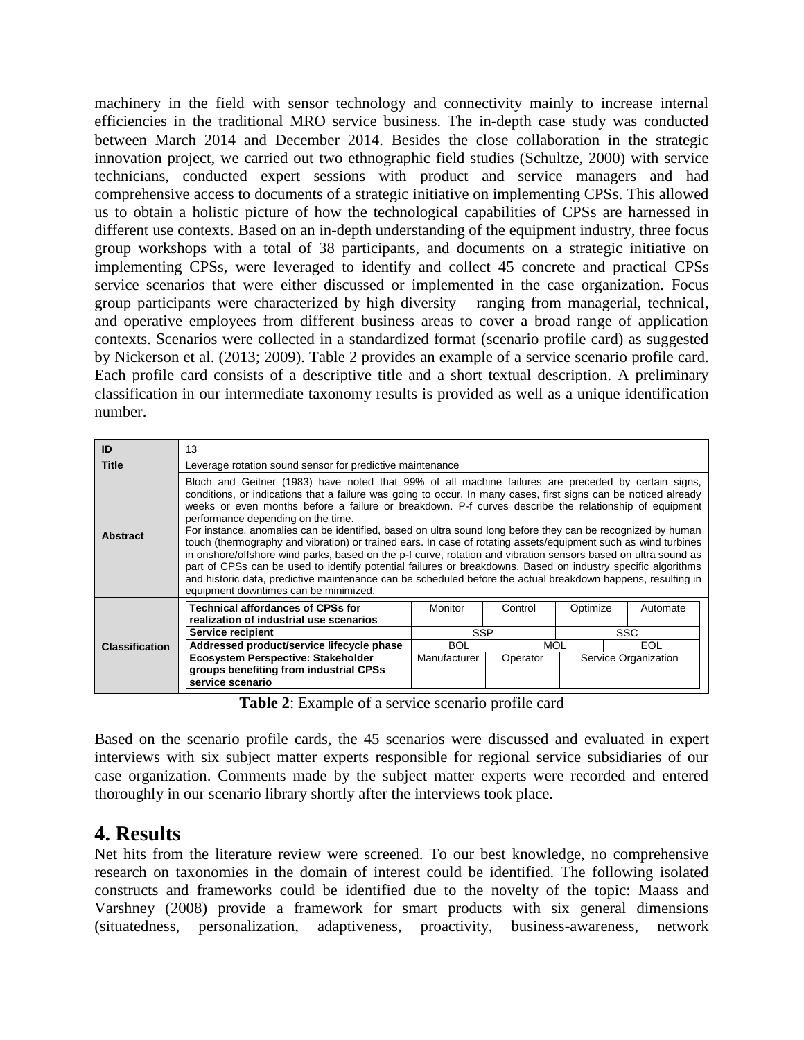machinery in the field with sensor technology and connectivity mainly to increase internal efficiencies in the traditional MRO service business. The in-depth case study was conducted between March 2014 and December 2014. Besides the close collaboration in the strategic innovation project, we carried out two ethnographic field studies (Schultze, 2000) with service technicians, conducted expert sessions with product and service managers and had comprehensive access to documents of a strategic initiative on implementing CPSs. This allowed us to obtain a holistic picture of how the technological capabilities of CPSs are harnessed in different use contexts. Based on an in-depth understanding of the equipment industry, three focus group workshops with a total of 38 participants, and documents on a strategic initiative on implementing CPSs, were leveraged to identify and collect 45 concrete and practical CPSs service scenarios that were either discussed or implemented in the case organization. Focus group participants were characterized by high diversity – ranging from managerial, technical, and operative employees from different business areas to cover a broad range of application contexts. Scenarios were collected in a standardized format (scenario profile card) as suggested by Nickerson et al. (2013; 2009). Table 2 provides an example of a service scenario profile card. Each profile card consists of a descriptive title and a short textual description. A preliminary classification in our intermediate taxonomy results is provided as well as a unique identification number.

| **ID** | 13 | | | | |
|---|---|---|---|---|---|
| **Title** | Leverage rotation sound sensor for predictive maintenance | | | | |
| **Abstract** | Bloch and Geitner (1983) have noted that 99% of all machine failures are preceded by certain signs, conditions, or indications that a failure was going to occur. In many cases, first signs can be noticed already weeks or even months before a failure or breakdown. P-f curves describe the relationship of equipment performance depending on the time. For instance, anomalies can be identified, based on ultra sound long before they can be recognized by human touch (thermography and vibration) or trained ears. In case of rotating assets/equipment such as wind turbines in onshore/offshore wind parks, based on the p-f curve, rotation and vibration sensors based on ultra sound as part of CPSs can be used to identify potential failures or breakdowns. Based on industry specific algorithms and historic data, predictive maintenance can be scheduled before the actual breakdown happens, resulting in equipment downtimes can be minimized. | | | | |
| **Classification** | **Technical affordances of CPSs for realization of industrial use scenarios** | Monitor | Control | Optimize | Automate |
| | **Service recipient** | SSP | | SSC | |
| | **Addressed product/service lifecycle phase** | BOL | MOL | EOL | |
| | **Ecosystem Perspective: Stakeholder groups benefiting from industrial CPSs service scenario** | Manufacturer | Operator | Service Organization | |

**Table 2**: Example of a service scenario profile card

Based on the scenario profile cards, the 45 scenarios were discussed and evaluated in expert interviews with six subject matter experts responsible for regional service subsidiaries of our case organization. Comments made by the subject matter experts were recorded and entered thoroughly in our scenario library shortly after the interviews took place.

# 4. Results

Net hits from the literature review were screened. To our best knowledge, no comprehensive research on taxonomies in the domain of interest could be identified. The following isolated constructs and frameworks could be identified due to the novelty of the topic: Maass and Varshney (2008) provide a framework for smart products with six general dimensions (situatedness, personalization, adaptiveness, proactivity, business-awareness, network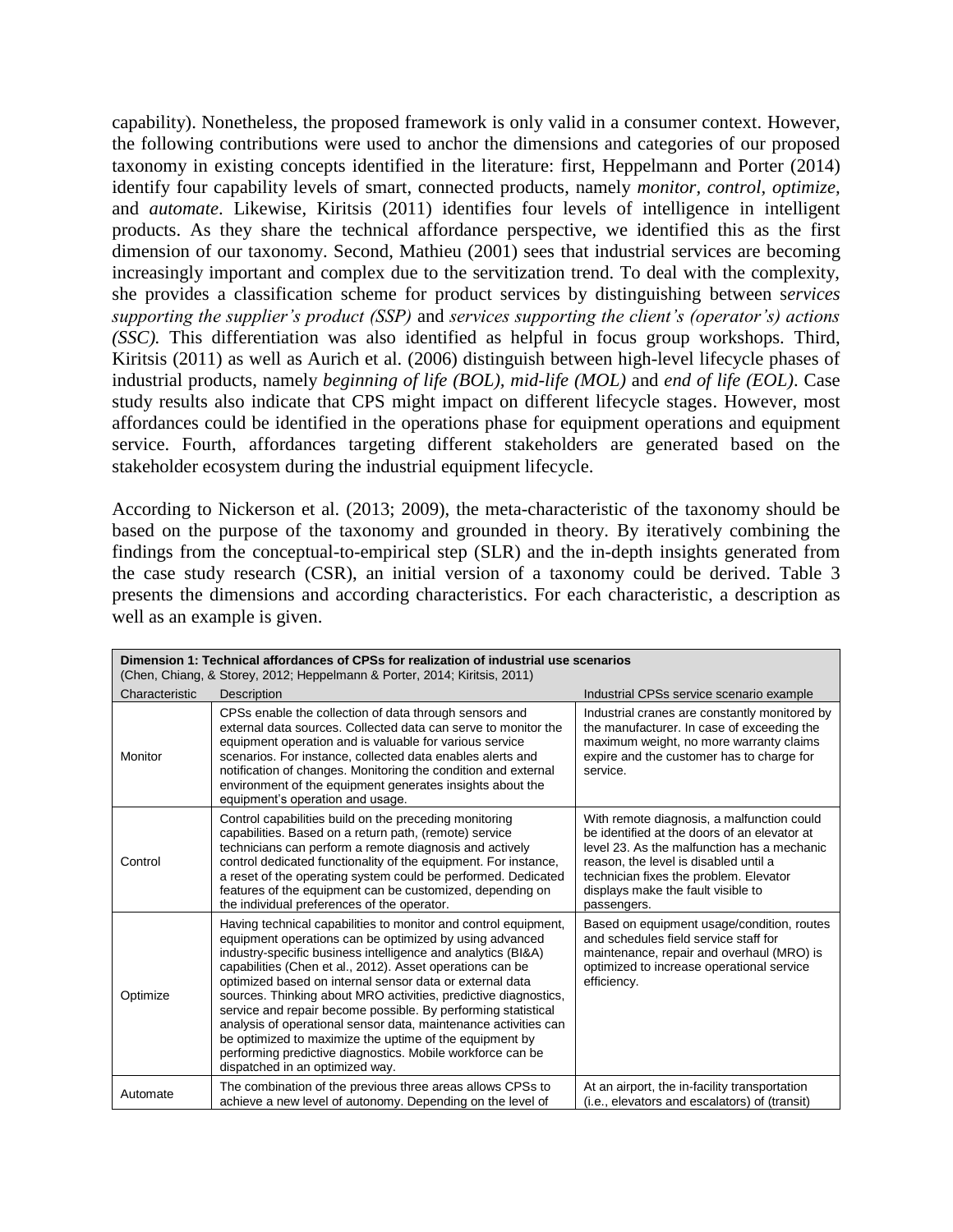capability). Nonetheless, the proposed framework is only valid in a consumer context. However, the following contributions were used to anchor the dimensions and categories of our proposed taxonomy in existing concepts identified in the literature: first, Heppelmann and Porter (2014) identify four capability levels of smart, connected products, namely *monitor*, *control*, *optimize*, and *automate*. Likewise, Kiritsis (2011) identifies four levels of intelligence in intelligent products. As they share the technical affordance perspective, we identified this as the first dimension of our taxonomy. Second, Mathieu (2001) sees that industrial services are becoming increasingly important and complex due to the servitization trend. To deal with the complexity, she provides a classification scheme for product services by distinguishing between *services supporting the supplier's product (SSP)* and *services supporting the client's (operator's) actions (SSC).* This differentiation was also identified as helpful in focus group workshops. Third, Kiritsis (2011) as well as Aurich et al. (2006) distinguish between high-level lifecycle phases of industrial products, namely *beginning of life (BOL)*, *mid-life (MOL)* and *end of life (EOL)*. Case study results also indicate that CPS might impact on different lifecycle stages. However, most affordances could be identified in the operations phase for equipment operations and equipment service. Fourth, affordances targeting different stakeholders are generated based on the stakeholder ecosystem during the industrial equipment lifecycle.

According to Nickerson et al. (2013; 2009), the meta-characteristic of the taxonomy should be based on the purpose of the taxonomy and grounded in theory. By iteratively combining the findings from the conceptual-to-empirical step (SLR) and the in-depth insights generated from the case study research (CSR), an initial version of a taxonomy could be derived. Table 3 presents the dimensions and according characteristics. For each characteristic, a description as well as an example is given.

| **Dimension 1: Technical affordances of CPSs for realization of industrial use scenarios** (Chen, Chiang, & Storey, 2012; Heppelmann & Porter, 2014; Kiritsis, 2011) | | |
|---|---|---|
| Characteristic | Description | Industrial CPSs service scenario example |
| Monitor | CPSs enable the collection of data through sensors and external data sources. Collected data can serve to monitor the equipment operation and is valuable for various service scenarios. For instance, collected data enables alerts and notification of changes. Monitoring the condition and external environment of the equipment generates insights about the equipment's operation and usage. | Industrial cranes are constantly monitored by the manufacturer. In case of exceeding the maximum weight, no more warranty claims expire and the customer has to charge for service. |
| Control | Control capabilities build on the preceding monitoring capabilities. Based on a return path, (remote) service technicians can perform a remote diagnosis and actively control dedicated functionality of the equipment. For instance, a reset of the operating system could be performed. Dedicated features of the equipment can be customized, depending on the individual preferences of the operator. | With remote diagnosis, a malfunction could be identified at the doors of an elevator at level 23. As the malfunction has a mechanic reason, the level is disabled until a technician fixes the problem. Elevator displays make the fault visible to passengers. |
| Optimize | Having technical capabilities to monitor and control equipment, equipment operations can be optimized by using advanced industry-specific business intelligence and analytics (BI&A) capabilities (Chen et al., 2012). Asset operations can be optimized based on internal sensor data or external data sources. Thinking about MRO activities, predictive diagnostics, service and repair become possible. By performing statistical analysis of operational sensor data, maintenance activities can be optimized to maximize the uptime of the equipment by performing predictive diagnostics. Mobile workforce can be dispatched in an optimized way. | Based on equipment usage/condition, routes and schedules field service staff for maintenance, repair and overhaul (MRO) is optimized to increase operational service efficiency. |
| Automate | The combination of the previous three areas allows CPSs to achieve a new level of autonomy. Depending on the level of | At an airport, the in-facility transportation (i.e., elevators and escalators) of (transit) |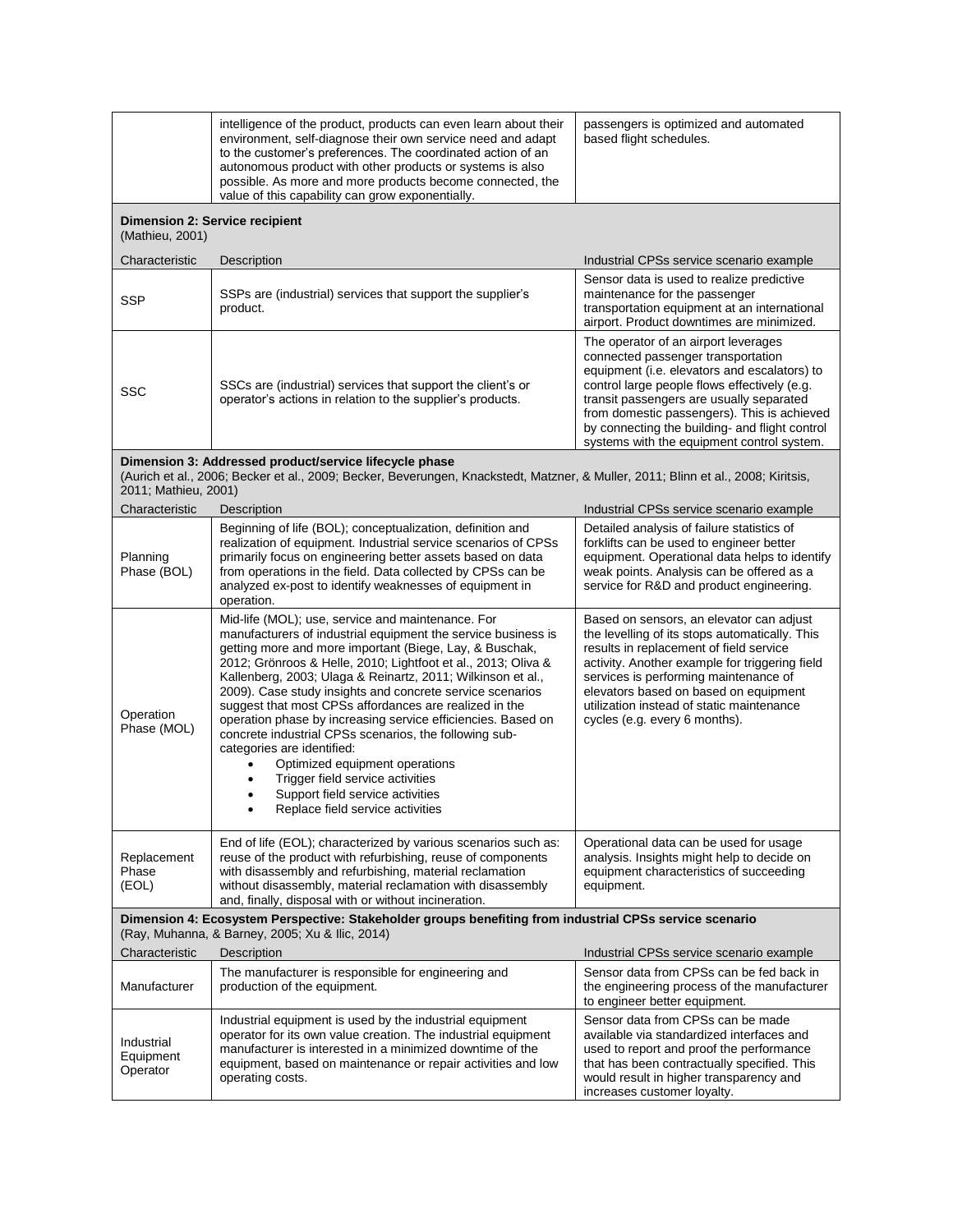|  | intelligence of the product, products can even learn about their environment, self-diagnose their own service need and adapt to the customer's preferences. The coordinated action of an autonomous product with other products or systems is also possible. As more and more products become connected, the value of this capability can grow exponentially. | passengers is optimized and automated based flight schedules. |
|---|---|---|
| **Dimension 2: Service recipient** (Mathieu, 2001) | | |
| Characteristic | Description | Industrial CPSs service scenario example |
| SSP | SSPs are (industrial) services that support the supplier's product. | Sensor data is used to realize predictive maintenance for the passenger transportation equipment at an international airport. Product downtimes are minimized. |
| SSC | SSCs are (industrial) services that support the client's or operator's actions in relation to the supplier's products. | The operator of an airport leverages connected passenger transportation equipment (i.e. elevators and escalators) to control large people flows effectively (e.g. transit passengers are usually separated from domestic passengers). This is achieved by connecting the building- and flight control systems with the equipment control system. |
| **Dimension 3: Addressed product/service lifecycle phase** (Aurich et al., 2006; Becker et al., 2009; Becker, Beverungen, Knackstedt, Matzner, & Muller, 2011; Blinn et al., 2008; Kiritsis, 2011; Mathieu, 2001) | | |
| Characteristic | Description | Industrial CPSs service scenario example |
| Planning Phase (BOL) | Beginning of life (BOL); conceptualization, definition and realization of equipment. Industrial service scenarios of CPSs primarily focus on engineering better assets based on data from operations in the field. Data collected by CPSs can be analyzed ex-post to identify weaknesses of equipment in operation. | Detailed analysis of failure statistics of forklifts can be used to engineer better equipment. Operational data helps to identify weak points. Analysis can be offered as a service for R&D and product engineering. |
| Operation Phase (MOL) | Mid-life (MOL); use, service and maintenance. For manufacturers of industrial equipment the service business is getting more and more important (Biege, Lay, & Buschak, 2012; Grönroos & Helle, 2010; Lightfoot et al., 2013; Oliva & Kallenberg, 2003; Ulaga & Reinartz, 2011; Wilkinson et al., 2009). Case study insights and concrete service scenarios suggest that most CPSs affordances are realized in the operation phase by increasing service efficiencies. Based on concrete industrial CPSs scenarios, the following sub-categories are identified: <br>• Optimized equipment operations <br>• Trigger field service activities <br>• Support field service activities <br>• Replace field service activities | Based on sensors, an elevator can adjust the levelling of its stops automatically. This results in replacement of field service activity. Another example for triggering field services is performing maintenance of elevators based on based on equipment utilization instead of static maintenance cycles (e.g. every 6 months). |
| Replacement Phase (EOL) | End of life (EOL); characterized by various scenarios such as: reuse of the product with refurbishing, reuse of components with disassembly and refurbishing, material reclamation without disassembly, material reclamation with disassembly and, finally, disposal with or without incineration. | Operational data can be used for usage analysis. Insights might help to decide on equipment characteristics of succeeding equipment. |
| **Dimension 4: Ecosystem Perspective: Stakeholder groups benefiting from industrial CPSs service scenario** (Ray, Muhanna, & Barney, 2005; Xu & Ilic, 2014) | | |
| Characteristic | Description | Industrial CPSs service scenario example |
| Manufacturer | The manufacturer is responsible for engineering and production of the equipment. | Sensor data from CPSs can be fed back in the engineering process of the manufacturer to engineer better equipment. |
| Industrial Equipment Operator | Industrial equipment is used by the industrial equipment operator for its own value creation. The industrial equipment manufacturer is interested in a minimized downtime of the equipment, based on maintenance or repair activities and low operating costs. | Sensor data from CPSs can be made available via standardized interfaces and used to report and proof the performance that has been contractually specified. This would result in higher transparency and increases customer loyalty. |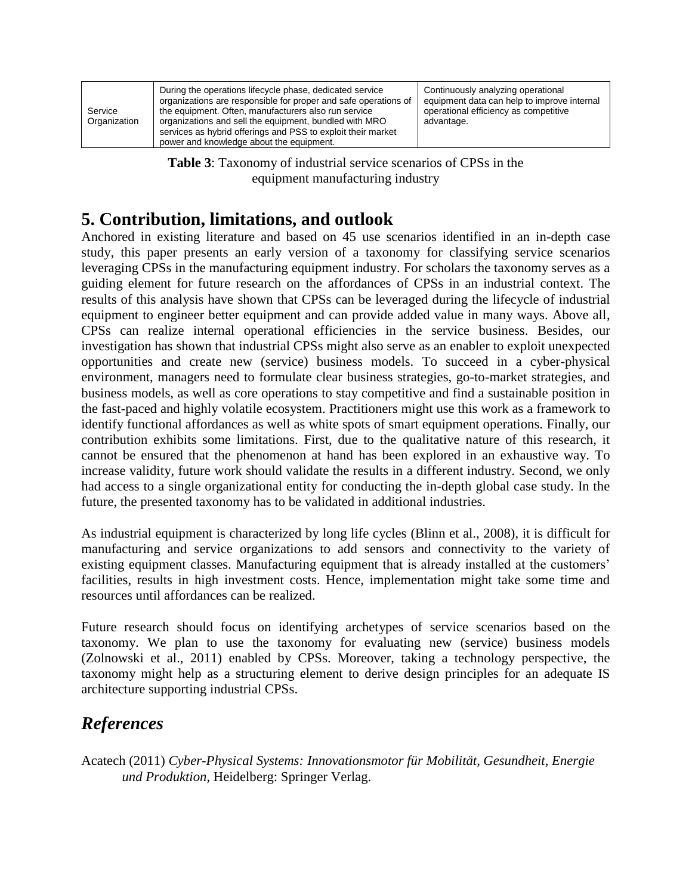| | | |
|---|---|---|
| Service Organization | During the operations lifecycle phase, dedicated service organizations are responsible for proper and safe operations of the equipment. Often, manufacturers also run service organizations and sell the equipment, bundled with MRO services as hybrid offerings and PSS to exploit their market power and knowledge about the equipment. | Continuously analyzing operational equipment data can help to improve internal operational efficiency as competitive advantage. |

**Table 3**: Taxonomy of industrial service scenarios of CPSs in the equipment manufacturing industry

## 5. Contribution, limitations, and outlook

Anchored in existing literature and based on 45 use scenarios identified in an in-depth case study, this paper presents an early version of a taxonomy for classifying service scenarios leveraging CPSs in the manufacturing equipment industry. For scholars the taxonomy serves as a guiding element for future research on the affordances of CPSs in an industrial context. The results of this analysis have shown that CPSs can be leveraged during the lifecycle of industrial equipment to engineer better equipment and can provide added value in many ways. Above all, CPSs can realize internal operational efficiencies in the service business. Besides, our investigation has shown that industrial CPSs might also serve as an enabler to exploit unexpected opportunities and create new (service) business models. To succeed in a cyber-physical environment, managers need to formulate clear business strategies, go-to-market strategies, and business models, as well as core operations to stay competitive and find a sustainable position in the fast-paced and highly volatile ecosystem. Practitioners might use this work as a framework to identify functional affordances as well as white spots of smart equipment operations. Finally, our contribution exhibits some limitations. First, due to the qualitative nature of this research, it cannot be ensured that the phenomenon at hand has been explored in an exhaustive way. To increase validity, future work should validate the results in a different industry. Second, we only had access to a single organizational entity for conducting the in-depth global case study. In the future, the presented taxonomy has to be validated in additional industries.

As industrial equipment is characterized by long life cycles (Blinn et al., 2008), it is difficult for manufacturing and service organizations to add sensors and connectivity to the variety of existing equipment classes. Manufacturing equipment that is already installed at the customers' facilities, results in high investment costs. Hence, implementation might take some time and resources until affordances can be realized.

Future research should focus on identifying archetypes of service scenarios based on the taxonomy. We plan to use the taxonomy for evaluating new (service) business models (Zolnowski et al., 2011) enabled by CPSs. Moreover, taking a technology perspective, the taxonomy might help as a structuring element to derive design principles for an adequate IS architecture supporting industrial CPSs.

## *References*

Acatech (2011) *Cyber-Physical Systems: Innovationsmotor für Mobilität, Gesundheit, Energie und Produktion*, Heidelberg: Springer Verlag.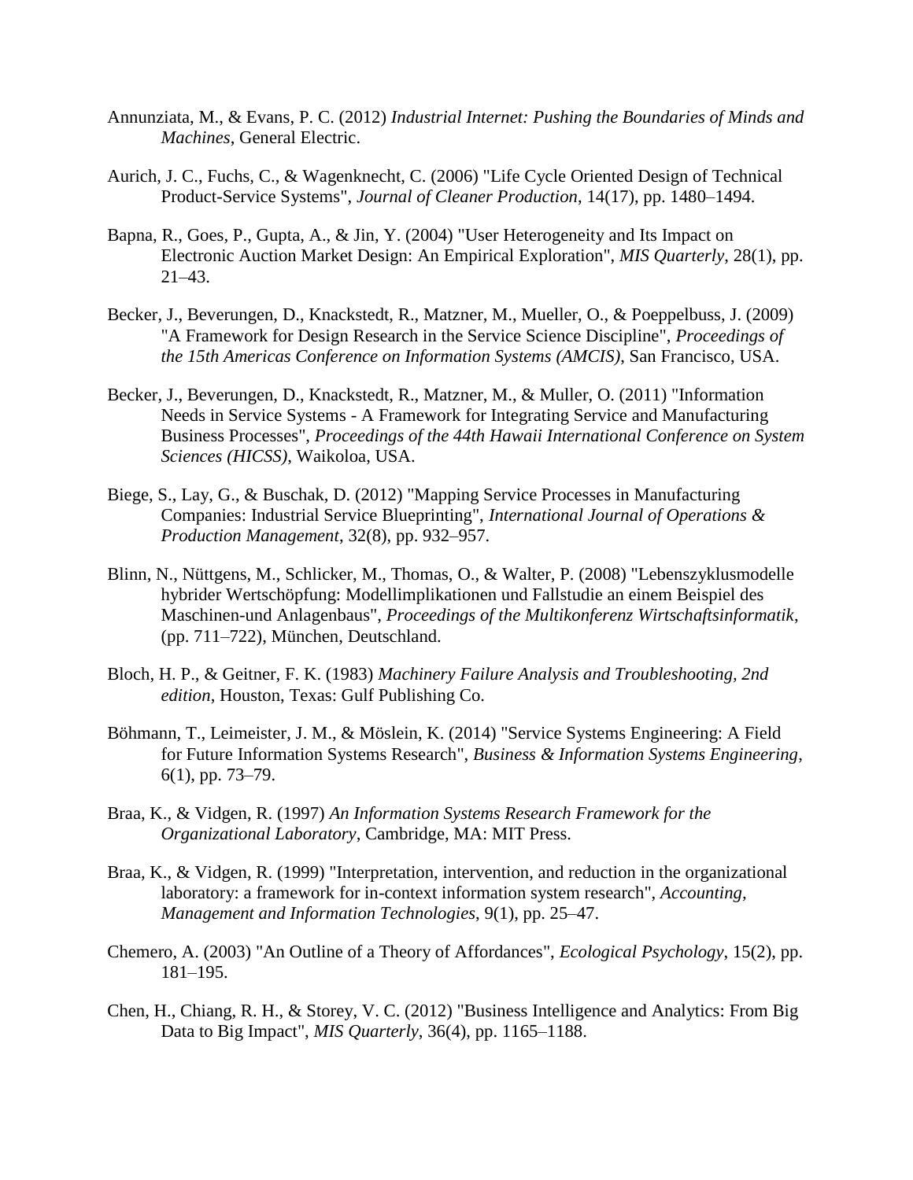Annunziata, M., & Evans, P. C. (2012) *Industrial Internet: Pushing the Boundaries of Minds and Machines*, General Electric.

Aurich, J. C., Fuchs, C., & Wagenknecht, C. (2006) "Life Cycle Oriented Design of Technical Product-Service Systems", *Journal of Cleaner Production*, 14(17), pp. 1480–1494.

Bapna, R., Goes, P., Gupta, A., & Jin, Y. (2004) "User Heterogeneity and Its Impact on Electronic Auction Market Design: An Empirical Exploration", *MIS Quarterly*, 28(1), pp. 21–43.

Becker, J., Beverungen, D., Knackstedt, R., Matzner, M., Mueller, O., & Poeppelbuss, J. (2009) "A Framework for Design Research in the Service Science Discipline", *Proceedings of the 15th Americas Conference on Information Systems (AMCIS)*, San Francisco, USA.

Becker, J., Beverungen, D., Knackstedt, R., Matzner, M., & Muller, O. (2011) "Information Needs in Service Systems - A Framework for Integrating Service and Manufacturing Business Processes", *Proceedings of the 44th Hawaii International Conference on System Sciences (HICSS)*, Waikoloa, USA.

Biege, S., Lay, G., & Buschak, D. (2012) "Mapping Service Processes in Manufacturing Companies: Industrial Service Blueprinting", *International Journal of Operations & Production Management*, 32(8), pp. 932–957.

Blinn, N., Nüttgens, M., Schlicker, M., Thomas, O., & Walter, P. (2008) "Lebenszyklusmodelle hybrider Wertschöpfung: Modellimplikationen und Fallstudie an einem Beispiel des Maschinen-und Anlagenbaus", *Proceedings of the Multikonferenz Wirtschaftsinformatik*, (pp. 711–722), München, Deutschland.

Bloch, H. P., & Geitner, F. K. (1983) *Machinery Failure Analysis and Troubleshooting, 2nd edition*, Houston, Texas: Gulf Publishing Co.

Böhmann, T., Leimeister, J. M., & Möslein, K. (2014) "Service Systems Engineering: A Field for Future Information Systems Research", *Business & Information Systems Engineering*, 6(1), pp. 73–79.

Braa, K., & Vidgen, R. (1997) *An Information Systems Research Framework for the Organizational Laboratory*, Cambridge, MA: MIT Press.

Braa, K., & Vidgen, R. (1999) "Interpretation, intervention, and reduction in the organizational laboratory: a framework for in-context information system research", *Accounting, Management and Information Technologies*, 9(1), pp. 25–47.

Chemero, A. (2003) "An Outline of a Theory of Affordances", *Ecological Psychology*, 15(2), pp. 181–195.

Chen, H., Chiang, R. H., & Storey, V. C. (2012) "Business Intelligence and Analytics: From Big Data to Big Impact", *MIS Quarterly*, 36(4), pp. 1165–1188.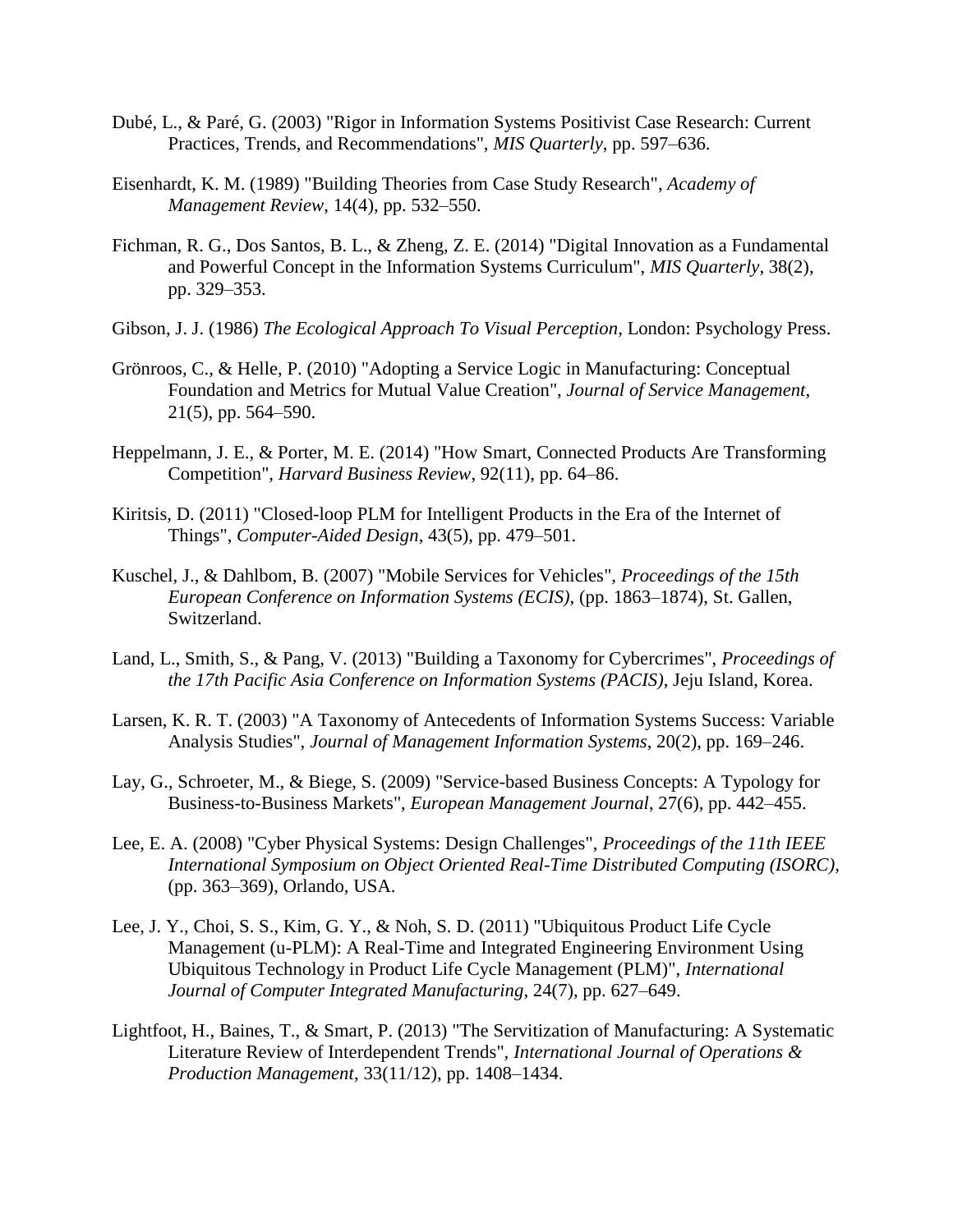Dubé, L., & Paré, G. (2003) "Rigor in Information Systems Positivist Case Research: Current Practices, Trends, and Recommendations", *MIS Quarterly*, pp. 597–636.

Eisenhardt, K. M. (1989) "Building Theories from Case Study Research", *Academy of Management Review*, 14(4), pp. 532–550.

Fichman, R. G., Dos Santos, B. L., & Zheng, Z. E. (2014) "Digital Innovation as a Fundamental and Powerful Concept in the Information Systems Curriculum", *MIS Quarterly*, 38(2), pp. 329–353.

Gibson, J. J. (1986) *The Ecological Approach To Visual Perception*, London: Psychology Press.

Grönroos, C., & Helle, P. (2010) "Adopting a Service Logic in Manufacturing: Conceptual Foundation and Metrics for Mutual Value Creation", *Journal of Service Management*, 21(5), pp. 564–590.

Heppelmann, J. E., & Porter, M. E. (2014) "How Smart, Connected Products Are Transforming Competition", *Harvard Business Review*, 92(11), pp. 64–86.

Kiritsis, D. (2011) "Closed-loop PLM for Intelligent Products in the Era of the Internet of Things", *Computer-Aided Design*, 43(5), pp. 479–501.

Kuschel, J., & Dahlbom, B. (2007) "Mobile Services for Vehicles", *Proceedings of the 15th European Conference on Information Systems (ECIS)*, (pp. 1863–1874), St. Gallen, Switzerland.

Land, L., Smith, S., & Pang, V. (2013) "Building a Taxonomy for Cybercrimes", *Proceedings of the 17th Pacific Asia Conference on Information Systems (PACIS)*, Jeju Island, Korea.

Larsen, K. R. T. (2003) "A Taxonomy of Antecedents of Information Systems Success: Variable Analysis Studies", *Journal of Management Information Systems*, 20(2), pp. 169–246.

Lay, G., Schroeter, M., & Biege, S. (2009) "Service-based Business Concepts: A Typology for Business-to-Business Markets", *European Management Journal*, 27(6), pp. 442–455.

Lee, E. A. (2008) "Cyber Physical Systems: Design Challenges", *Proceedings of the 11th IEEE International Symposium on Object Oriented Real-Time Distributed Computing (ISORC)*, (pp. 363–369), Orlando, USA.

Lee, J. Y., Choi, S. S., Kim, G. Y., & Noh, S. D. (2011) "Ubiquitous Product Life Cycle Management (u-PLM): A Real-Time and Integrated Engineering Environment Using Ubiquitous Technology in Product Life Cycle Management (PLM)", *International Journal of Computer Integrated Manufacturing*, 24(7), pp. 627–649.

Lightfoot, H., Baines, T., & Smart, P. (2013) "The Servitization of Manufacturing: A Systematic Literature Review of Interdependent Trends", *International Journal of Operations & Production Management*, 33(11/12), pp. 1408–1434.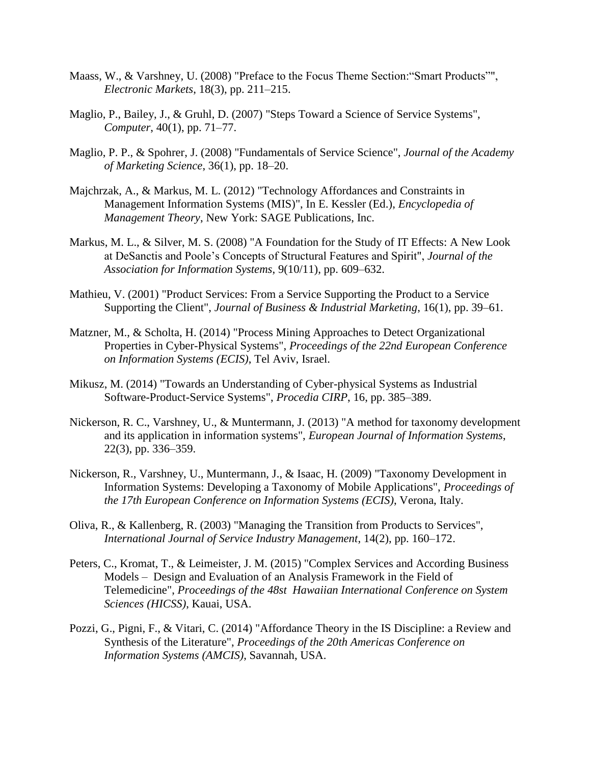Maass, W., & Varshney, U. (2008) "Preface to the Focus Theme Section:"Smart Products"", *Electronic Markets*, 18(3), pp. 211–215.

Maglio, P., Bailey, J., & Gruhl, D. (2007) "Steps Toward a Science of Service Systems", *Computer*, 40(1), pp. 71–77.

Maglio, P. P., & Spohrer, J. (2008) "Fundamentals of Service Science", *Journal of the Academy of Marketing Science*, 36(1), pp. 18–20.

Majchrzak, A., & Markus, M. L. (2012) "Technology Affordances and Constraints in Management Information Systems (MIS)", In E. Kessler (Ed.), *Encyclopedia of Management Theory*, New York: SAGE Publications, Inc.

Markus, M. L., & Silver, M. S. (2008) "A Foundation for the Study of IT Effects: A New Look at DeSanctis and Poole's Concepts of Structural Features and Spirit", *Journal of the Association for Information Systems*, 9(10/11), pp. 609–632.

Mathieu, V. (2001) "Product Services: From a Service Supporting the Product to a Service Supporting the Client", *Journal of Business & Industrial Marketing*, 16(1), pp. 39–61.

Matzner, M., & Scholta, H. (2014) "Process Mining Approaches to Detect Organizational Properties in Cyber-Physical Systems", *Proceedings of the 22nd European Conference on Information Systems (ECIS)*, Tel Aviv, Israel.

Mikusz, M. (2014) "Towards an Understanding of Cyber-physical Systems as Industrial Software-Product-Service Systems", *Procedia CIRP*, 16, pp. 385–389.

Nickerson, R. C., Varshney, U., & Muntermann, J. (2013) "A method for taxonomy development and its application in information systems", *European Journal of Information Systems*, 22(3), pp. 336–359.

Nickerson, R., Varshney, U., Muntermann, J., & Isaac, H. (2009) "Taxonomy Development in Information Systems: Developing a Taxonomy of Mobile Applications", *Proceedings of the 17th European Conference on Information Systems (ECIS)*, Verona, Italy.

Oliva, R., & Kallenberg, R. (2003) "Managing the Transition from Products to Services", *International Journal of Service Industry Management*, 14(2), pp. 160–172.

Peters, C., Kromat, T., & Leimeister, J. M. (2015) "Complex Services and According Business Models – Design and Evaluation of an Analysis Framework in the Field of Telemedicine", *Proceedings of the 48st Hawaiian International Conference on System Sciences (HICSS)*, Kauai, USA.

Pozzi, G., Pigni, F., & Vitari, C. (2014) "Affordance Theory in the IS Discipline: a Review and Synthesis of the Literature", *Proceedings of the 20th Americas Conference on Information Systems (AMCIS)*, Savannah, USA.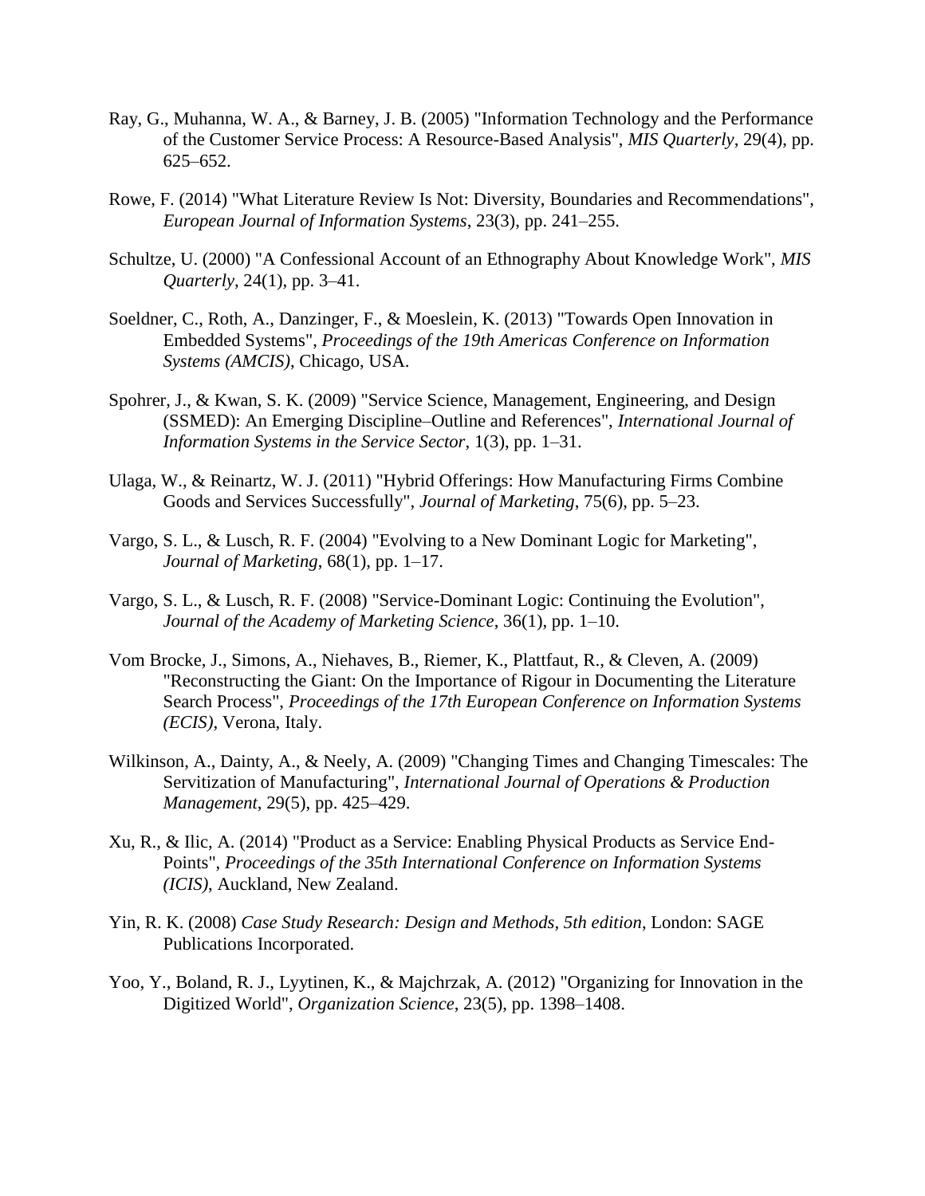Ray, G., Muhanna, W. A., & Barney, J. B. (2005) "Information Technology and the Performance of the Customer Service Process: A Resource-Based Analysis", *MIS Quarterly*, 29(4), pp. 625–652.

Rowe, F. (2014) "What Literature Review Is Not: Diversity, Boundaries and Recommendations", *European Journal of Information Systems*, 23(3), pp. 241–255.

Schultze, U. (2000) "A Confessional Account of an Ethnography About Knowledge Work", *MIS Quarterly*, 24(1), pp. 3–41.

Soeldner, C., Roth, A., Danzinger, F., & Moeslein, K. (2013) "Towards Open Innovation in Embedded Systems", *Proceedings of the 19th Americas Conference on Information Systems (AMCIS)*, Chicago, USA.

Spohrer, J., & Kwan, S. K. (2009) "Service Science, Management, Engineering, and Design (SSMED): An Emerging Discipline–Outline and References", *International Journal of Information Systems in the Service Sector*, 1(3), pp. 1–31.

Ulaga, W., & Reinartz, W. J. (2011) "Hybrid Offerings: How Manufacturing Firms Combine Goods and Services Successfully", *Journal of Marketing*, 75(6), pp. 5–23.

Vargo, S. L., & Lusch, R. F. (2004) "Evolving to a New Dominant Logic for Marketing", *Journal of Marketing*, 68(1), pp. 1–17.

Vargo, S. L., & Lusch, R. F. (2008) "Service-Dominant Logic: Continuing the Evolution", *Journal of the Academy of Marketing Science*, 36(1), pp. 1–10.

Vom Brocke, J., Simons, A., Niehaves, B., Riemer, K., Plattfaut, R., & Cleven, A. (2009) "Reconstructing the Giant: On the Importance of Rigour in Documenting the Literature Search Process", *Proceedings of the 17th European Conference on Information Systems (ECIS)*, Verona, Italy.

Wilkinson, A., Dainty, A., & Neely, A. (2009) "Changing Times and Changing Timescales: The Servitization of Manufacturing", *International Journal of Operations & Production Management*, 29(5), pp. 425–429.

Xu, R., & Ilic, A. (2014) "Product as a Service: Enabling Physical Products as Service End-Points", *Proceedings of the 35th International Conference on Information Systems (ICIS)*, Auckland, New Zealand.

Yin, R. K. (2008) *Case Study Research: Design and Methods*, *5th edition*, London: SAGE Publications Incorporated.

Yoo, Y., Boland, R. J., Lyytinen, K., & Majchrzak, A. (2012) "Organizing for Innovation in the Digitized World", *Organization Science*, 23(5), pp. 1398–1408.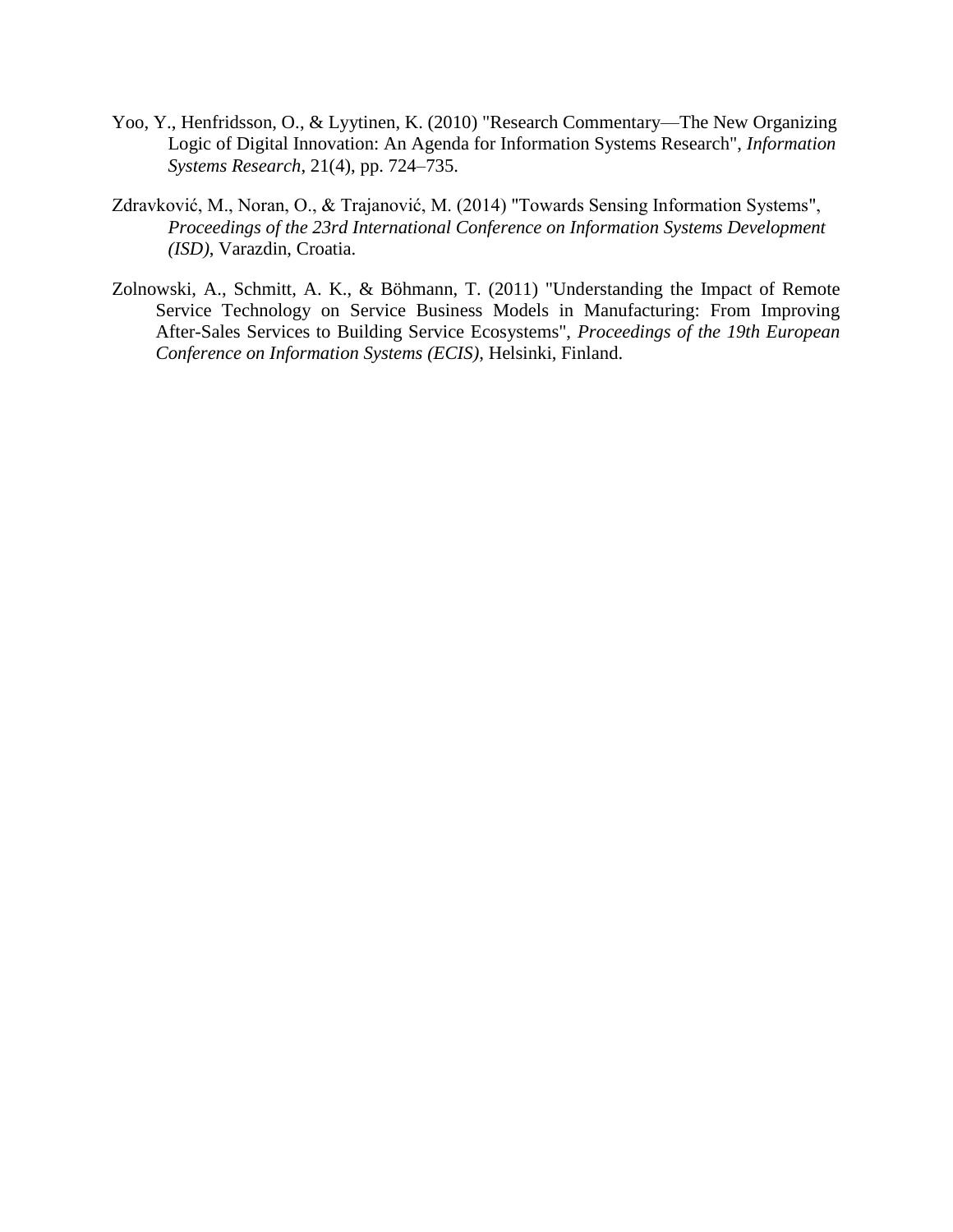Yoo, Y., Henfridsson, O., & Lyytinen, K. (2010) "Research Commentary—The New Organizing Logic of Digital Innovation: An Agenda for Information Systems Research", *Information Systems Research*, 21(4), pp. 724–735.

Zdravković, M., Noran, O., & Trajanović, M. (2014) "Towards Sensing Information Systems", *Proceedings of the 23rd International Conference on Information Systems Development (ISD)*, Varazdin, Croatia.

Zolnowski, A., Schmitt, A. K., & Böhmann, T. (2011) "Understanding the Impact of Remote Service Technology on Service Business Models in Manufacturing: From Improving After-Sales Services to Building Service Ecosystems", *Proceedings of the 19th European Conference on Information Systems (ECIS)*, Helsinki, Finland.